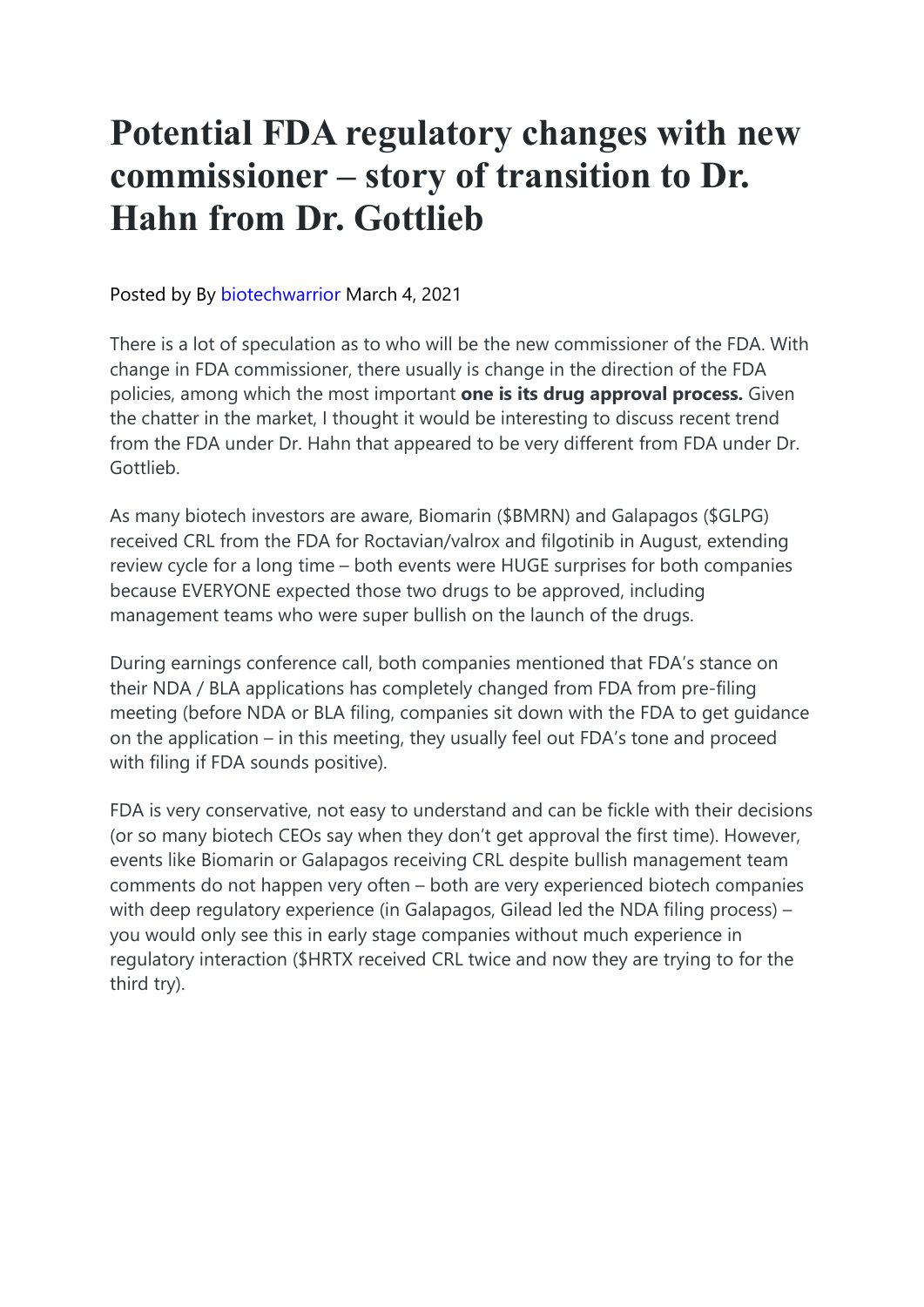# Potential FDA regulatory changes with new commissioner – story of transition to Dr. Hahn from Dr. Gottlieb

Posted by By biotechwarrior March 4, 2021

There is a lot of speculation as to who will be the new commissioner of the FDA. With change in FDA commissioner, there usually is change in the direction of the FDA policies, among which the most important **one is its drug approval process.** Given the chatter in the market, I thought it would be interesting to discuss recent trend from the FDA under Dr. Hahn that appeared to be very different from FDA under Dr. Gottlieb.

As many biotech investors are aware, Biomarin ($BMRN) and Galapagos ($GLPG) received CRL from the FDA for Roctavian/valrox and filgotinib in August, extending review cycle for a long time – both events were HUGE surprises for both companies because EVERYONE expected those two drugs to be approved, including management teams who were super bullish on the launch of the drugs.

During earnings conference call, both companies mentioned that FDA's stance on their NDA / BLA applications has completely changed from FDA from pre-filing meeting (before NDA or BLA filing, companies sit down with the FDA to get guidance on the application – in this meeting, they usually feel out FDA's tone and proceed with filing if FDA sounds positive).

FDA is very conservative, not easy to understand and can be fickle with their decisions (or so many biotech CEOs say when they don't get approval the first time). However, events like Biomarin or Galapagos receiving CRL despite bullish management team comments do not happen very often – both are very experienced biotech companies with deep regulatory experience (in Galapagos, Gilead led the NDA filing process) – you would only see this in early stage companies without much experience in regulatory interaction ($HRTX received CRL twice and now they are trying to for the third try).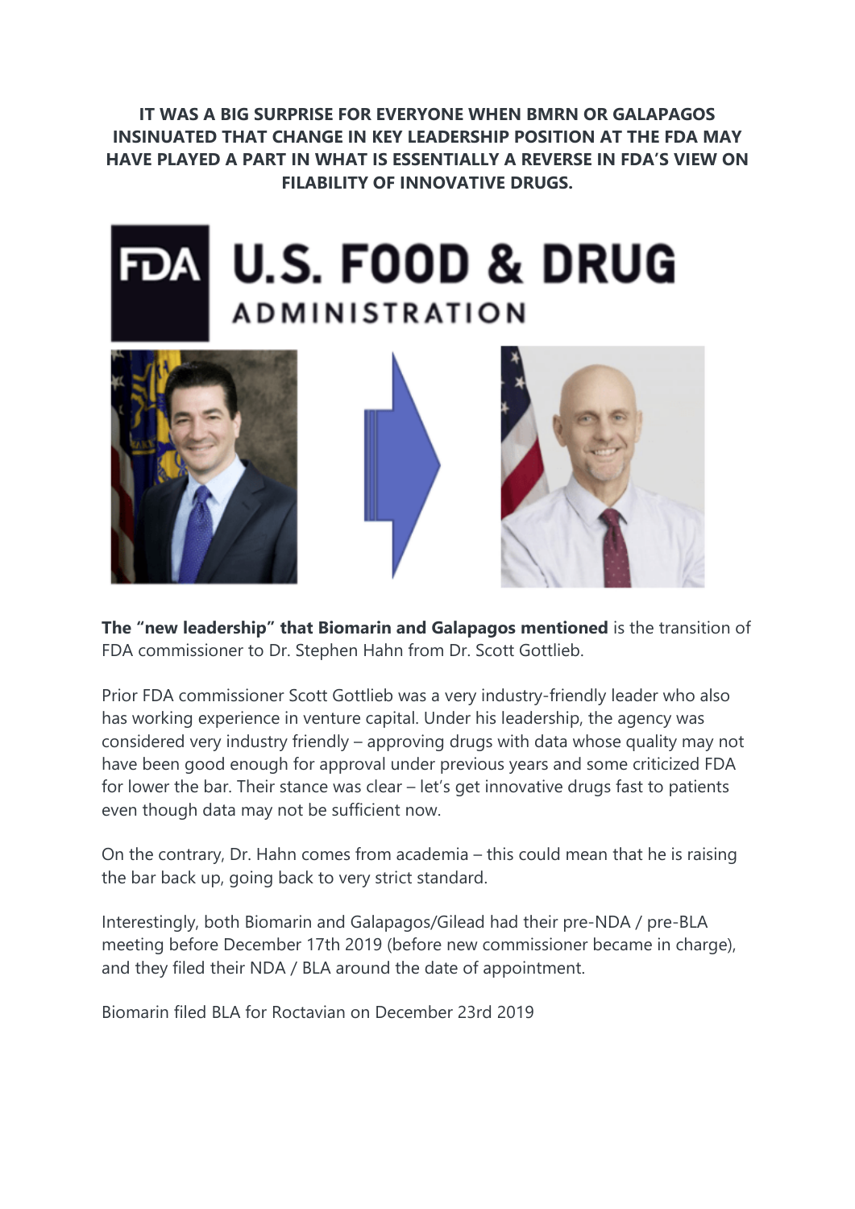**IT WAS A BIG SURPRISE FOR EVERYONE WHEN BMRN OR GALAPAGOS INSINUATED THAT CHANGE IN KEY LEADERSHIP POSITION AT THE FDA MAY HAVE PLAYED A PART IN WHAT IS ESSENTIALLY A REVERSE IN FDA'S VIEW ON FILABILITY OF INNOVATIVE DRUGS.**

**The "new leadership" that Biomarin and Galapagos mentioned** is the transition of FDA commissioner to Dr. Stephen Hahn from Dr. Scott Gottlieb.

Prior FDA commissioner Scott Gottlieb was a very industry-friendly leader who also has working experience in venture capital. Under his leadership, the agency was considered very industry friendly – approving drugs with data whose quality may not have been good enough for approval under previous years and some criticized FDA for lower the bar. Their stance was clear – let's get innovative drugs fast to patients even though data may not be sufficient now.

On the contrary, Dr. Hahn comes from academia – this could mean that he is raising the bar back up, going back to very strict standard.

Interestingly, both Biomarin and Galapagos/Gilead had their pre-NDA / pre-BLA meeting before December 17th 2019 (before new commissioner became in charge), and they filed their NDA / BLA around the date of appointment.

Biomarin filed BLA for Roctavian on December 23rd 2019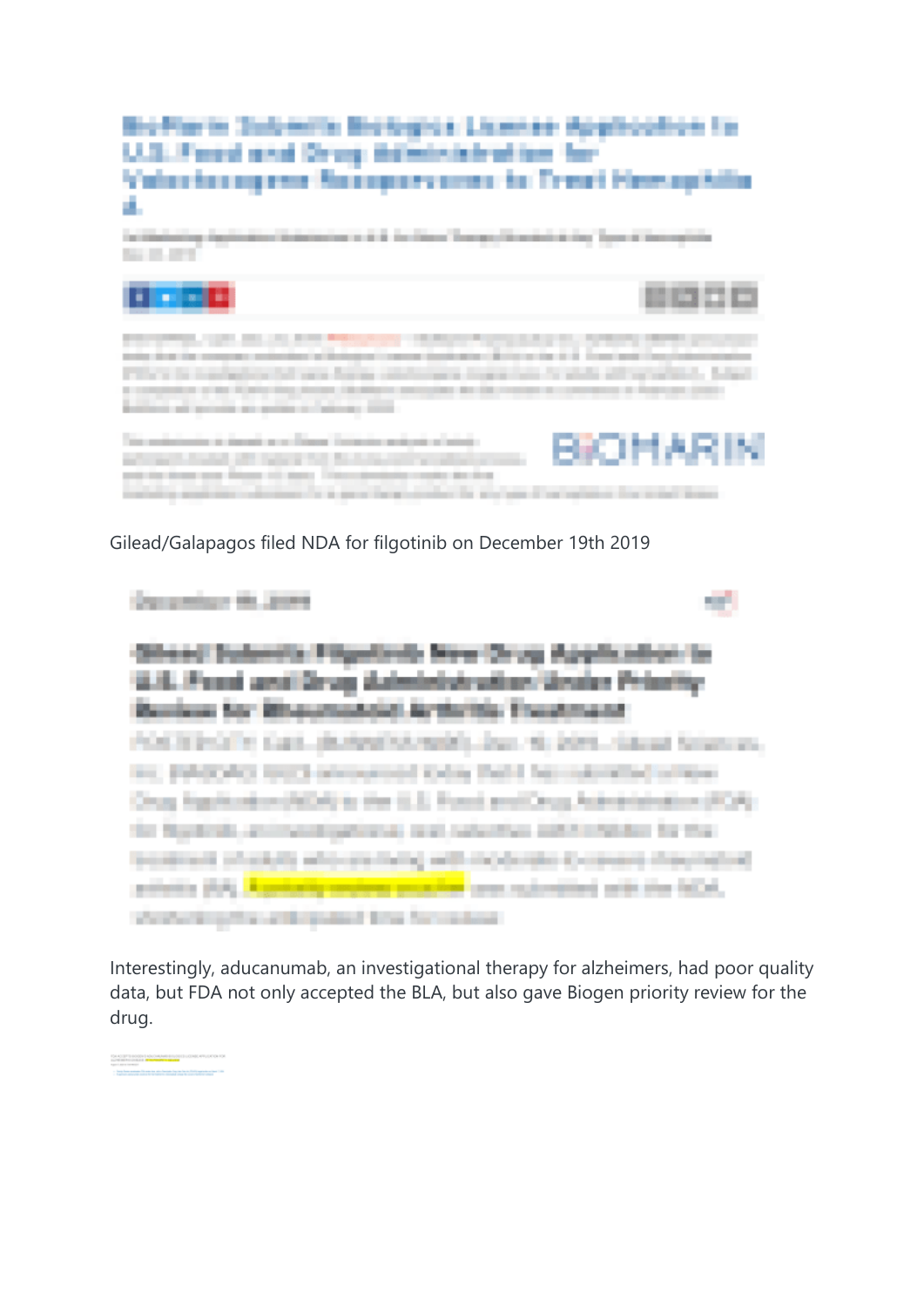Gilead/Galapagos filed NDA for filgotinib on December 19th 2019

Interestingly, aducanumab, an investigational therapy for alzheimers, had poor quality data, but FDA not only accepted the BLA, but also gave Biogen priority review for the drug.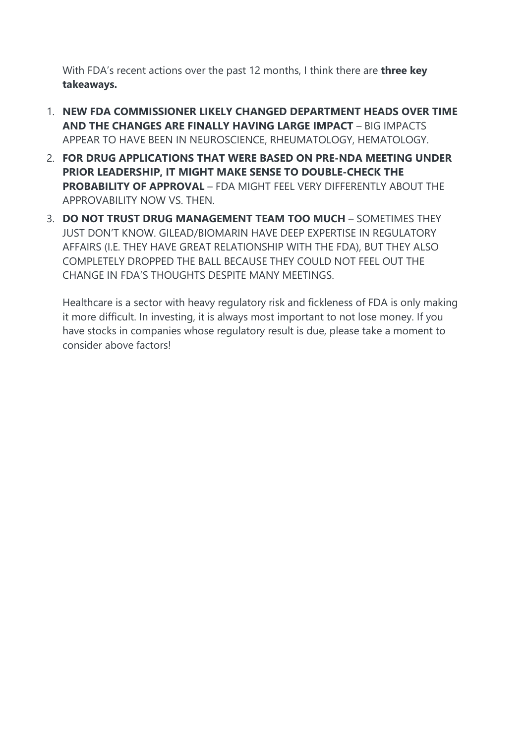With FDA's recent actions over the past 12 months, I think there are **three key takeaways.**

1. **NEW FDA COMMISSIONER LIKELY CHANGED DEPARTMENT HEADS OVER TIME AND THE CHANGES ARE FINALLY HAVING LARGE IMPACT** – BIG IMPACTS APPEAR TO HAVE BEEN IN NEUROSCIENCE, RHEUMATOLOGY, HEMATOLOGY.
2. **FOR DRUG APPLICATIONS THAT WERE BASED ON PRE-NDA MEETING UNDER PRIOR LEADERSHIP, IT MIGHT MAKE SENSE TO DOUBLE-CHECK THE PROBABILITY OF APPROVAL** – FDA MIGHT FEEL VERY DIFFERENTLY ABOUT THE APPROVABILITY NOW VS. THEN.
3. **DO NOT TRUST DRUG MANAGEMENT TEAM TOO MUCH** – SOMETIMES THEY JUST DON'T KNOW. GILEAD/BIOMARIN HAVE DEEP EXPERTISE IN REGULATORY AFFAIRS (I.E. THEY HAVE GREAT RELATIONSHIP WITH THE FDA), BUT THEY ALSO COMPLETELY DROPPED THE BALL BECAUSE THEY COULD NOT FEEL OUT THE CHANGE IN FDA'S THOUGHTS DESPITE MANY MEETINGS.

Healthcare is a sector with heavy regulatory risk and fickleness of FDA is only making it more difficult. In investing, it is always most important to not lose money. If you have stocks in companies whose regulatory result is due, please take a moment to consider above factors!